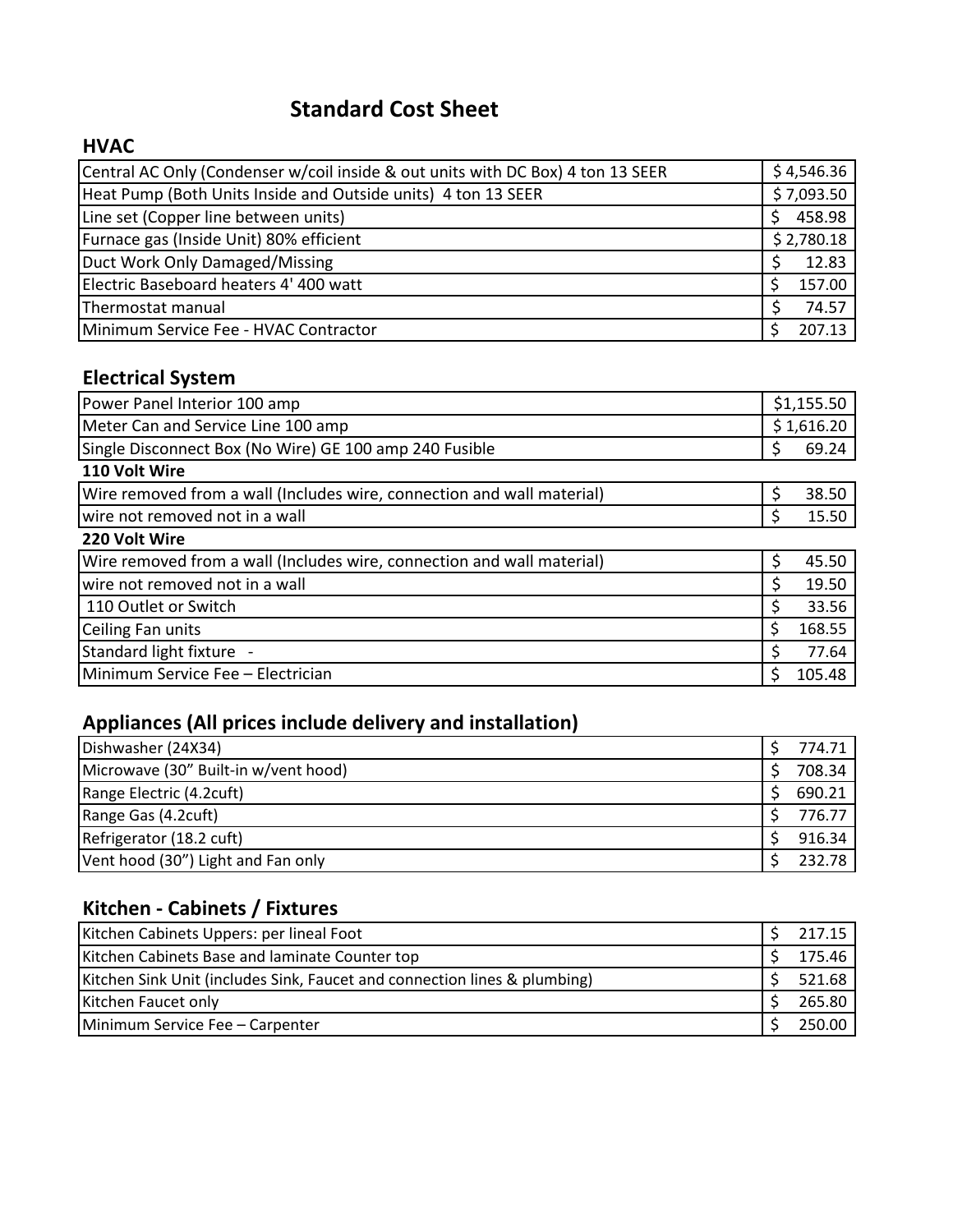# Standard Cost Sheet

## HVAC

| Item | Cost |
|---|---|
| Central AC Only (Condenser w/coil inside & out units with DC Box) 4 ton 13 SEER | $ 4,546.36 |
| Heat Pump (Both Units Inside and Outside units) 4 ton 13 SEER | $ 7,093.50 |
| Line set (Copper line between units) | $ 458.98 |
| Furnace gas (Inside Unit) 80% efficient | $ 2,780.18 |
| Duct Work Only Damaged/Missing | $ 12.83 |
| Electric Baseboard heaters 4' 400 watt | $ 157.00 |
| Thermostat manual | $ 74.57 |
| Minimum Service Fee - HVAC Contractor | $ 207.13 |

## Electrical System

| Item | Cost |
|---|---|
| Power Panel Interior 100 amp | $1,155.50 |
| Meter Can and Service Line 100 amp | $ 1,616.20 |
| Single Disconnect Box (No Wire) GE 100 amp 240 Fusible | $ 69.24 |
| **110 Volt Wire** | |
| Wire removed from a wall (Includes wire, connection and wall material) | $ 38.50 |
| wire not removed not in a wall | $ 15.50 |
| **220 Volt Wire** | |
| Wire removed from a wall (Includes wire, connection and wall material) | $ 45.50 |
| wire not removed not in a wall | $ 19.50 |
| 110 Outlet or Switch | $ 33.56 |
| Ceiling Fan units | $ 168.55 |
| Standard light fixture - | $ 77.64 |
| Minimum Service Fee – Electrician | $ 105.48 |

## Appliances (All prices include delivery and installation)

| Item | Cost |
|---|---|
| Dishwasher (24X34) | $ 774.71 |
| Microwave (30" Built-in w/vent hood) | $ 708.34 |
| Range Electric (4.2cuft) | $ 690.21 |
| Range Gas (4.2cuft) | $ 776.77 |
| Refrigerator (18.2 cuft) | $ 916.34 |
| Vent hood (30") Light and Fan only | $ 232.78 |

## Kitchen - Cabinets / Fixtures

| Item | Cost |
|---|---|
| Kitchen Cabinets Uppers: per lineal Foot | $ 217.15 |
| Kitchen Cabinets Base and laminate Counter top | $ 175.46 |
| Kitchen Sink Unit (includes Sink, Faucet and connection lines & plumbing) | $ 521.68 |
| Kitchen Faucet only | $ 265.80 |
| Minimum Service Fee – Carpenter | $ 250.00 |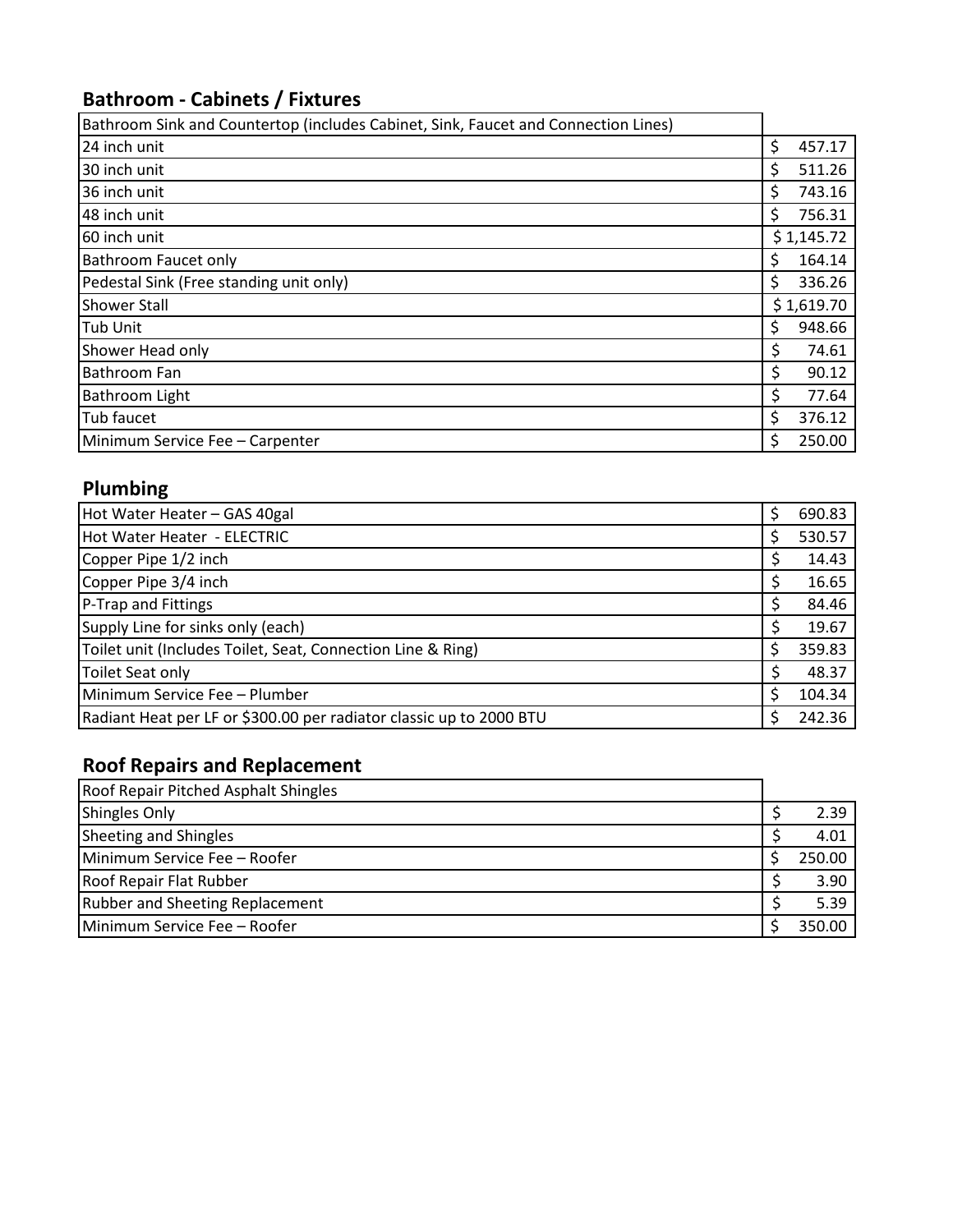## Bathroom - Cabinets / Fixtures

| | |
|---|---|
| Bathroom Sink and Countertop (includes Cabinet, Sink, Faucet and Connection Lines) | |
| 24 inch unit | $ 457.17 |
| 30 inch unit | $ 511.26 |
| 36 inch unit | $ 743.16 |
| 48 inch unit | $ 756.31 |
| 60 inch unit | $ 1,145.72 |
| Bathroom Faucet only | $ 164.14 |
| Pedestal Sink (Free standing unit only) | $ 336.26 |
| Shower Stall | $ 1,619.70 |
| Tub Unit | $ 948.66 |
| Shower Head only | $ 74.61 |
| Bathroom Fan | $ 90.12 |
| Bathroom Light | $ 77.64 |
| Tub faucet | $ 376.12 |
| Minimum Service Fee – Carpenter | $ 250.00 |

## Plumbing

| | |
|---|---|
| Hot Water Heater – GAS 40gal | $ 690.83 |
| Hot Water Heater - ELECTRIC | $ 530.57 |
| Copper Pipe 1/2 inch | $ 14.43 |
| Copper Pipe 3/4 inch | $ 16.65 |
| P-Trap and Fittings | $ 84.46 |
| Supply Line for sinks only (each) | $ 19.67 |
| Toilet unit (Includes Toilet, Seat, Connection Line & Ring) | $ 359.83 |
| Toilet Seat only | $ 48.37 |
| Minimum Service Fee – Plumber | $ 104.34 |
| Radiant Heat per LF or $300.00 per radiator classic up to 2000 BTU | $ 242.36 |

## Roof Repairs and Replacement

| | |
|---|---|
| Roof Repair Pitched Asphalt Shingles | |
| Shingles Only | $ 2.39 |
| Sheeting and Shingles | $ 4.01 |
| Minimum Service Fee – Roofer | $ 250.00 |
| Roof Repair Flat Rubber | $ 3.90 |
| Rubber and Sheeting Replacement | $ 5.39 |
| Minimum Service Fee – Roofer | $ 350.00 |